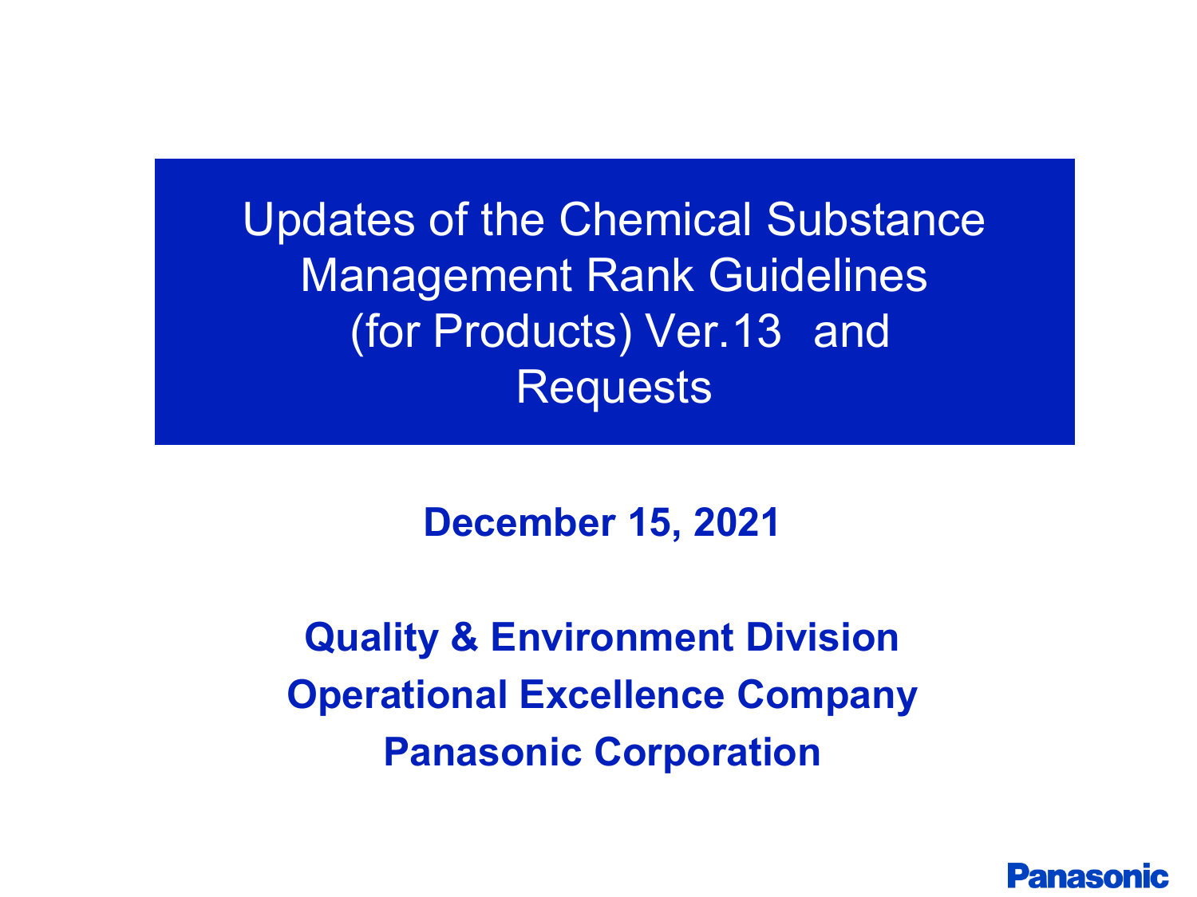# Updates of the Chemical Substance Management Rank Guidelines (for Products) Ver.13 and Requests

**December 15, 2021**

**Quality & Environment Division**

**Operational Excellence Company**

**Panasonic Corporation**

Panasonic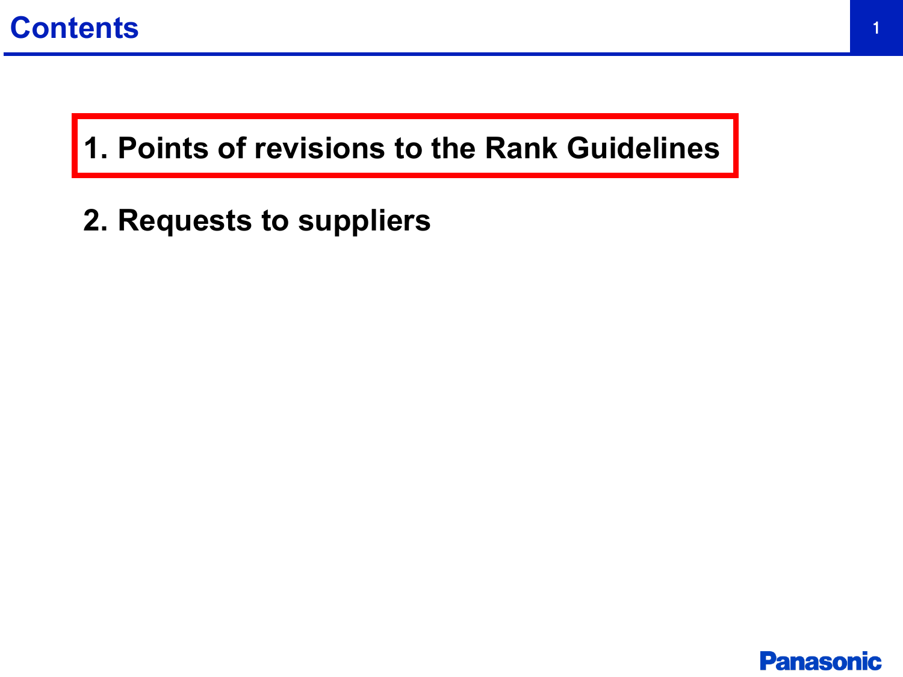# Contents

1. Points of revisions to the Rank Guidelines

2. Requests to suppliers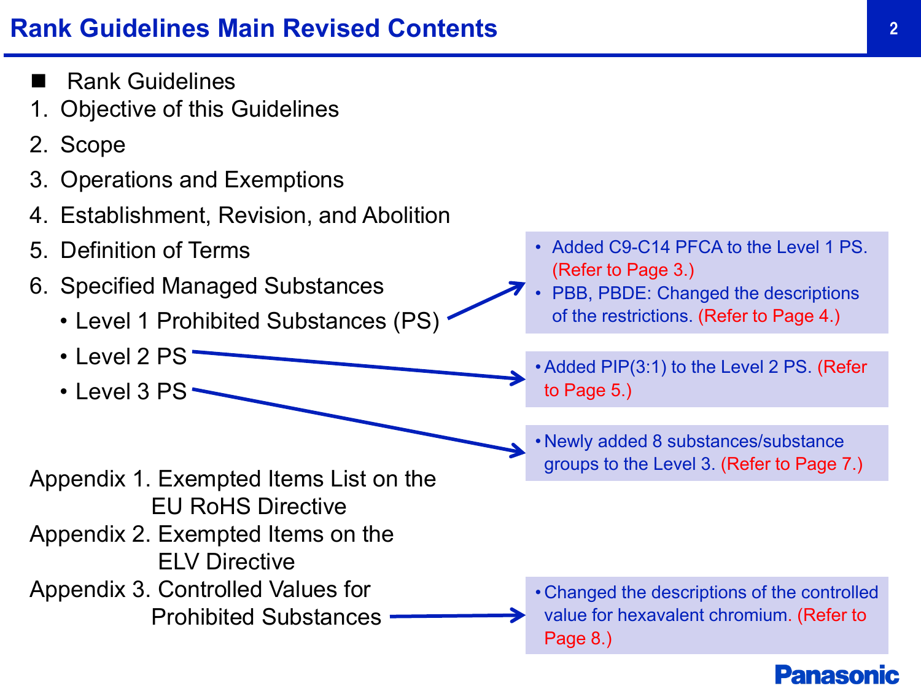# Rank Guidelines Main Revised Contents

- Rank Guidelines

1. Objective of this Guidelines
2. Scope
3. Operations and Exemptions
4. Establishment, Revision, and Abolition
5. Definition of Terms
6. Specified Managed Substances
   - Level 1 Prohibited Substances (PS)
     - Added C9-C14 PFCA to the Level 1 PS. (Refer to Page 3.)
     - PBB, PBDE: Changed the descriptions of the restrictions. (Refer to Page 4.)
   - Level 2 PS
     - Added PIP(3:1) to the Level 2 PS. (Refer to Page 5.)
   - Level 3 PS
     - Newly added 8 substances/substance groups to the Level 3. (Refer to Page 7.)

Appendix 1. Exempted Items List on the EU RoHS Directive

Appendix 2. Exempted Items on the ELV Directive

Appendix 3. Controlled Values for Prohibited Substances

- Changed the descriptions of the controlled value for hexavalent chromium. (Refer to Page 8.)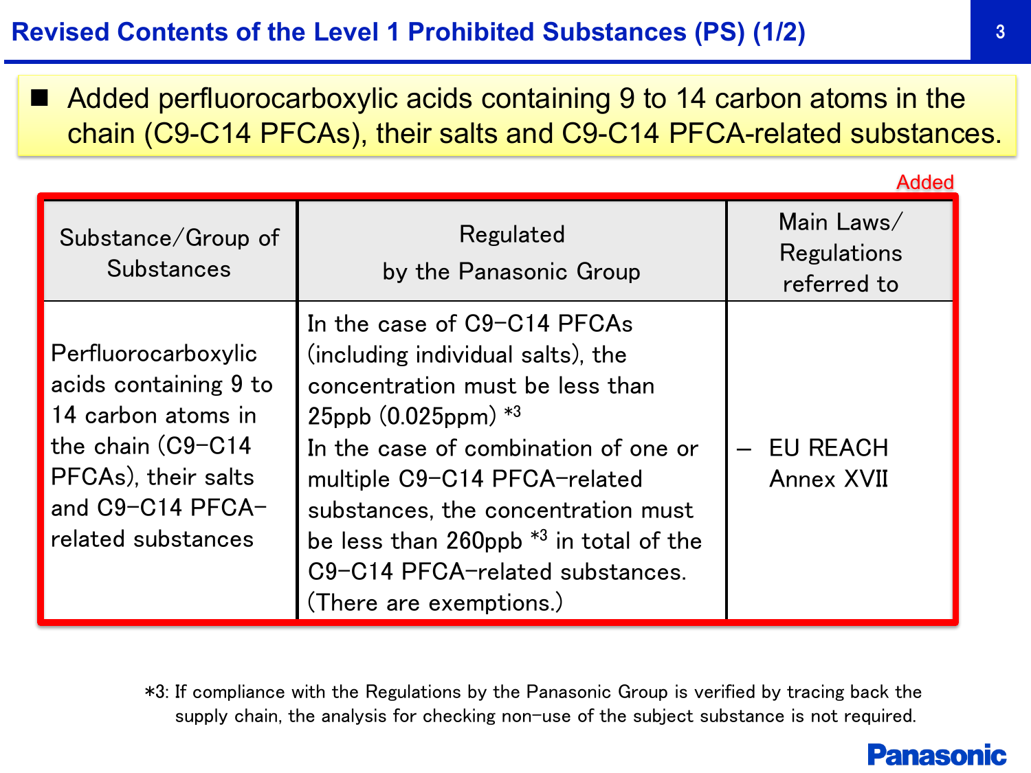# Revised Contents of the Level 1 Prohibited Substances (PS) (1/2)

- Added perfluorocarboxylic acids containing 9 to 14 carbon atoms in the chain (C9-C14 PFCAs), their salts and C9-C14 PFCA-related substances.

Added

| Substance/Group of Substances | Regulated by the Panasonic Group | Main Laws/ Regulations referred to |
|---|---|---|
| Perfluorocarboxylic acids containing 9 to 14 carbon atoms in the chain (C9-C14 PFCAs), their salts and C9-C14 PFCA-related substances | In the case of C9-C14 PFCAs (including individual salts), the concentration must be less than 25ppb (0.025ppm) *3<br>In the case of combination of one or multiple C9-C14 PFCA-related substances, the concentration must be less than 260ppb *3 in total of the C9-C14 PFCA-related substances. (There are exemptions.) | – EU REACH Annex XVII |

*3: If compliance with the Regulations by the Panasonic Group is verified by tracing back the supply chain, the analysis for checking non-use of the subject substance is not required.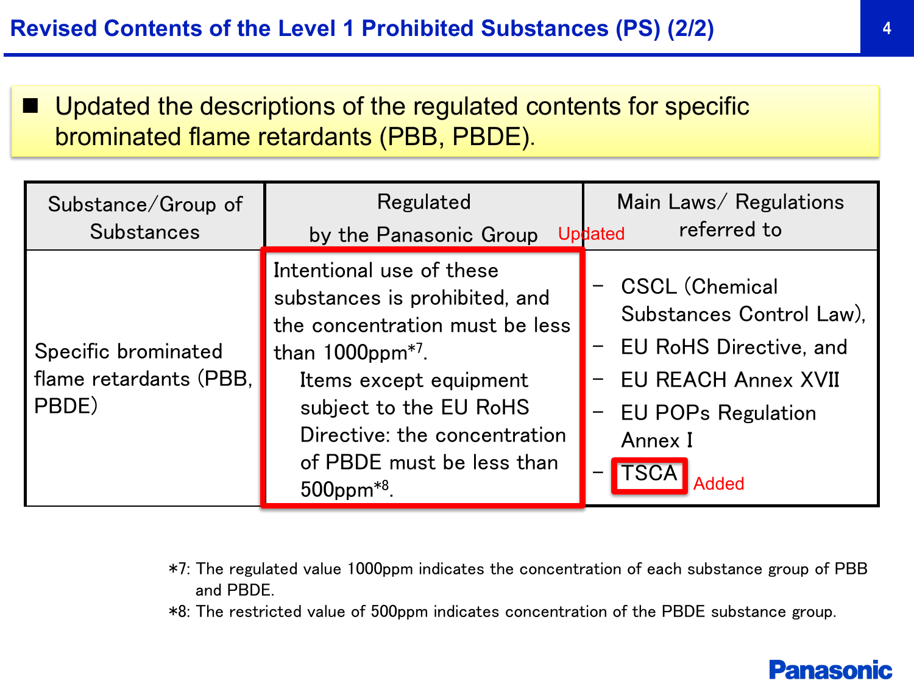# Revised Contents of the Level 1 Prohibited Substances (PS) (2/2)

- Updated the descriptions of the regulated contents for specific brominated flame retardants (PBB, PBDE).

| Substance/Group of Substances | Regulated by the Panasonic Group (Updated) | Main Laws/ Regulations referred to |
|---|---|---|
| Specific brominated flame retardants (PBB, PBDE) | Intentional use of these substances is prohibited, and the concentration must be less than 1000ppm*7. Items except equipment subject to the EU RoHS Directive: the concentration of PBDE must be less than 500ppm*8. | – CSCL (Chemical Substances Control Law), – EU RoHS Directive, and – EU REACH Annex XVII – EU POPs Regulation Annex I – TSCA (Added) |

*7: The regulated value 1000ppm indicates the concentration of each substance group of PBB and PBDE.

*8: The restricted value of 500ppm indicates concentration of the PBDE substance group.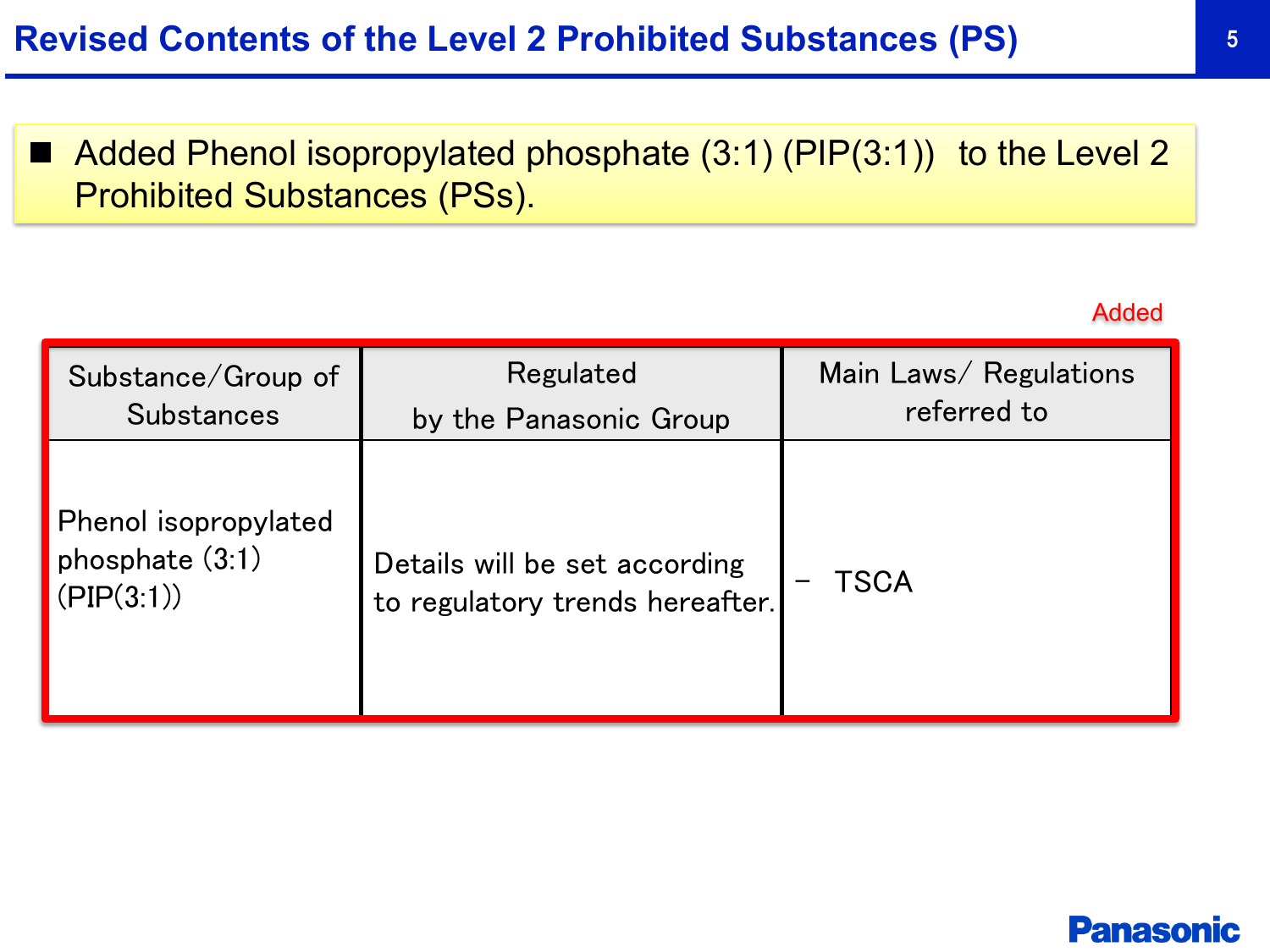# Revised Contents of the Level 2 Prohibited Substances (PS)

- Added Phenol isopropylated phosphate (3:1) (PIP(3:1)) to the Level 2 Prohibited Substances (PSs).

Added

| Substance/Group of Substances | Regulated by the Panasonic Group | Main Laws/ Regulations referred to |
|---|---|---|
| Phenol isopropylated phosphate (3:1) (PIP(3:1)) | Details will be set according to regulatory trends hereafter. | − TSCA |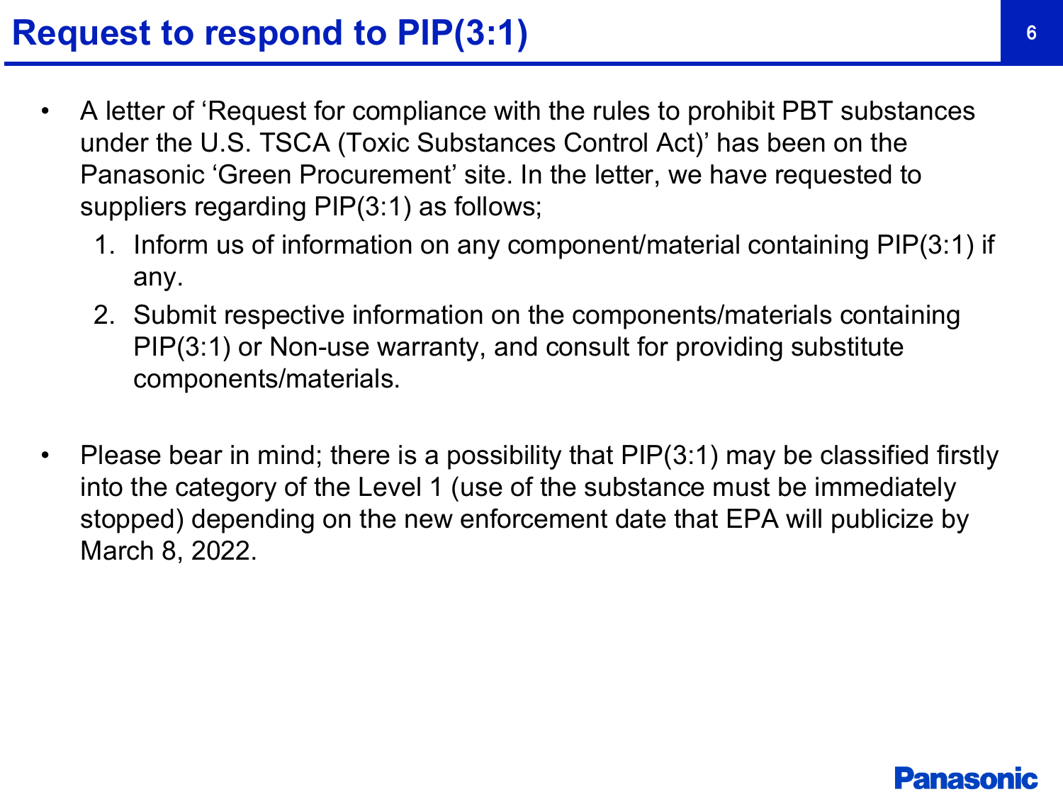# Request to respond to PIP(3:1)

- A letter of 'Request for compliance with the rules to prohibit PBT substances under the U.S. TSCA (Toxic Substances Control Act)' has been on the Panasonic 'Green Procurement' site. In the letter, we have requested to suppliers regarding PIP(3:1) as follows;
  1. Inform us of information on any component/material containing PIP(3:1) if any.
  2. Submit respective information on the components/materials containing PIP(3:1) or Non-use warranty, and consult for providing substitute components/materials.

- Please bear in mind; there is a possibility that PIP(3:1) may be classified firstly into the category of the Level 1 (use of the substance must be immediately stopped) depending on the new enforcement date that EPA will publicize by March 8, 2022.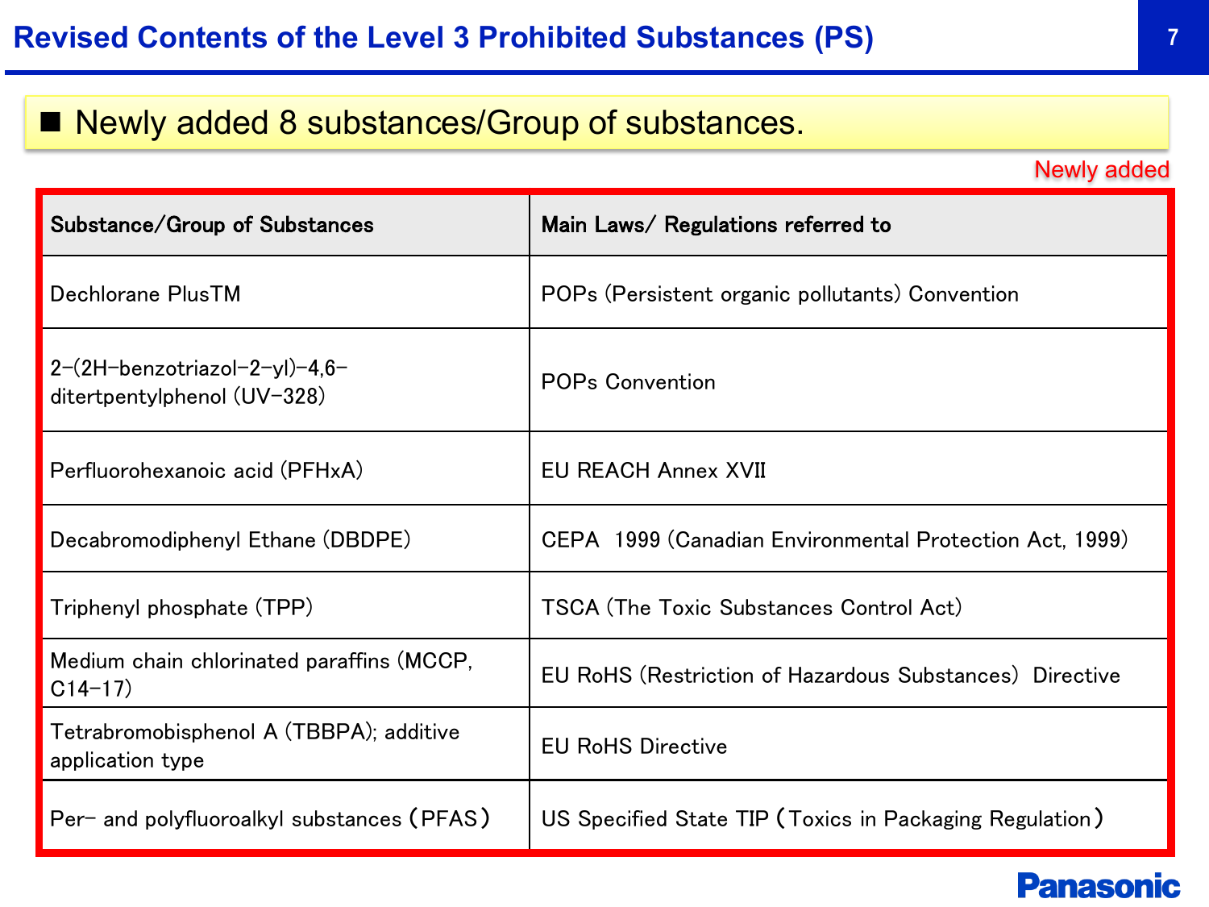# Revised Contents of the Level 3 Prohibited Substances (PS)

■ Newly added 8 substances/Group of substances.

Newly added

| Substance/Group of Substances | Main Laws/ Regulations referred to |
|---|---|
| Dechlorane PlusTM | POPs (Persistent organic pollutants) Convention |
| 2-(2H-benzotriazol-2-yl)-4,6-ditertpentylphenol (UV-328) | POPs Convention |
| Perfluorohexanoic acid (PFHxA) | EU REACH Annex XVII |
| Decabromodiphenyl Ethane (DBDPE) | CEPA 1999 (Canadian Environmental Protection Act, 1999) |
| Triphenyl phosphate (TPP) | TSCA (The Toxic Substances Control Act) |
| Medium chain chlorinated paraffins (MCCP, C14-17) | EU RoHS (Restriction of Hazardous Substances) Directive |
| Tetrabromobisphenol A (TBBPA); additive application type | EU RoHS Directive |
| Per- and polyfluoroalkyl substances (PFAS) | US Specified State TIP (Toxics in Packaging Regulation) |

Panasonic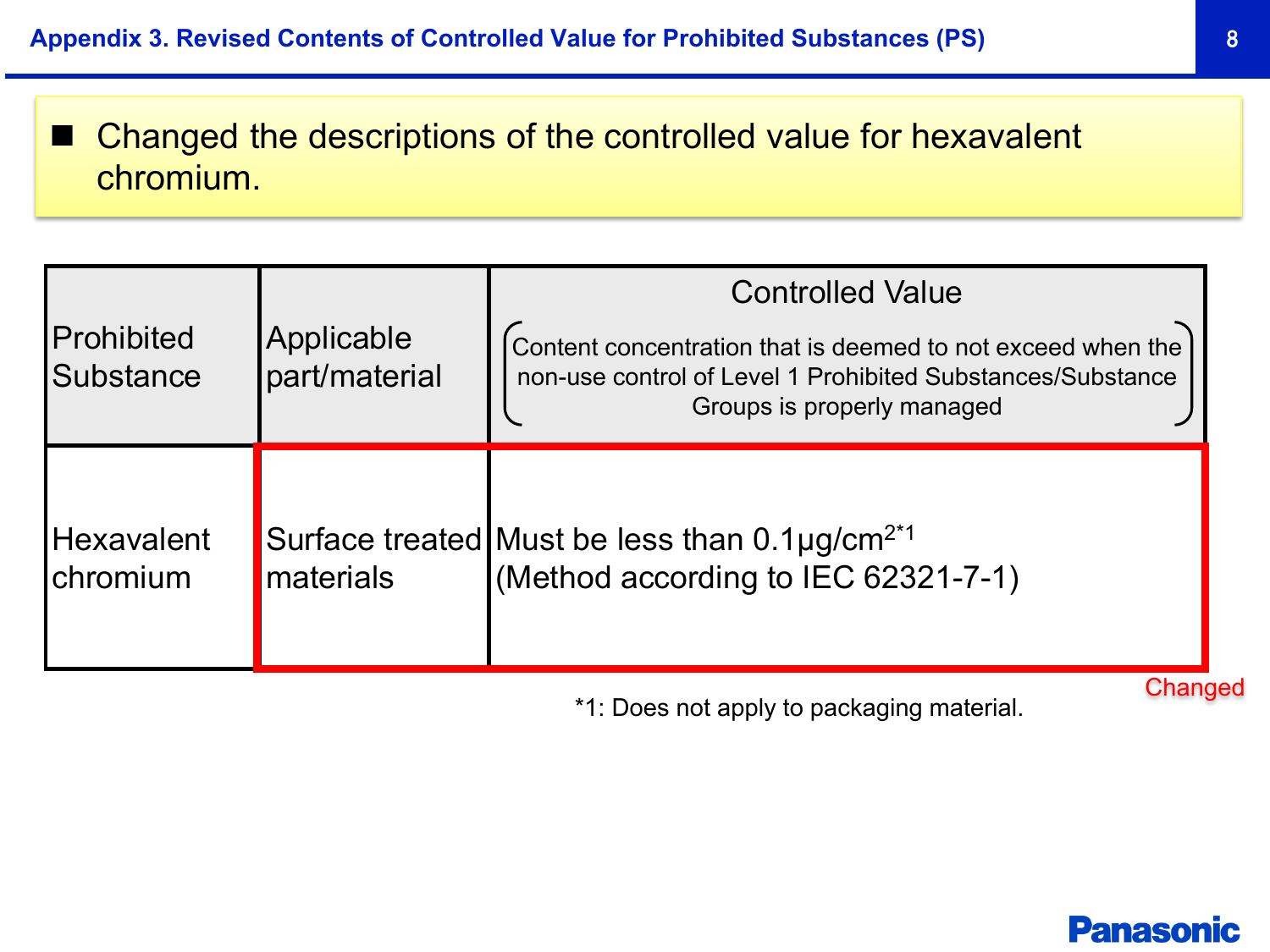## Appendix 3. Revised Contents of Controlled Value for Prohibited Substances (PS)

- Changed the descriptions of the controlled value for hexavalent chromium.

| Prohibited Substance | Applicable part/material | Controlled Value (Content concentration that is deemed to not exceed when the non-use control of Level 1 Prohibited Substances/Substance Groups is properly managed) |
|---|---|---|
| Hexavalent chromium | Surface treated materials | Must be less than 0.1μg/$cm^2$ *1 (Method according to IEC 62321-7-1) |

Changed

*1: Does not apply to packaging material.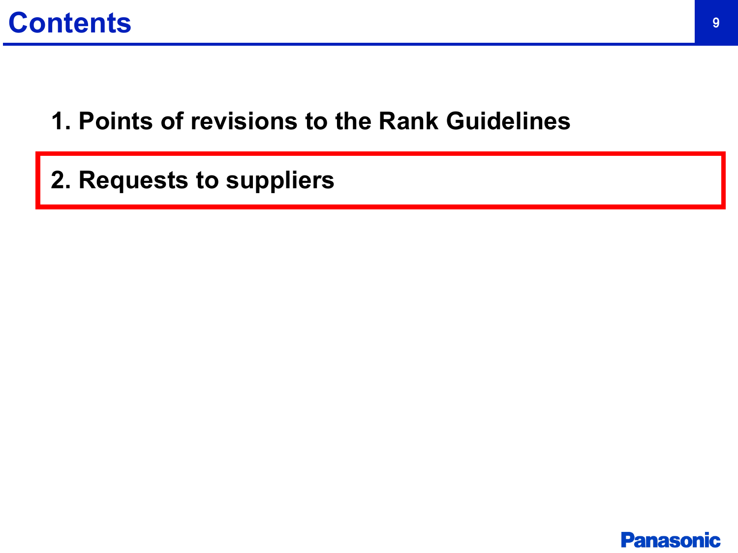# Contents

1. Points of revisions to the Rank Guidelines

2. Requests to suppliers

Panasonic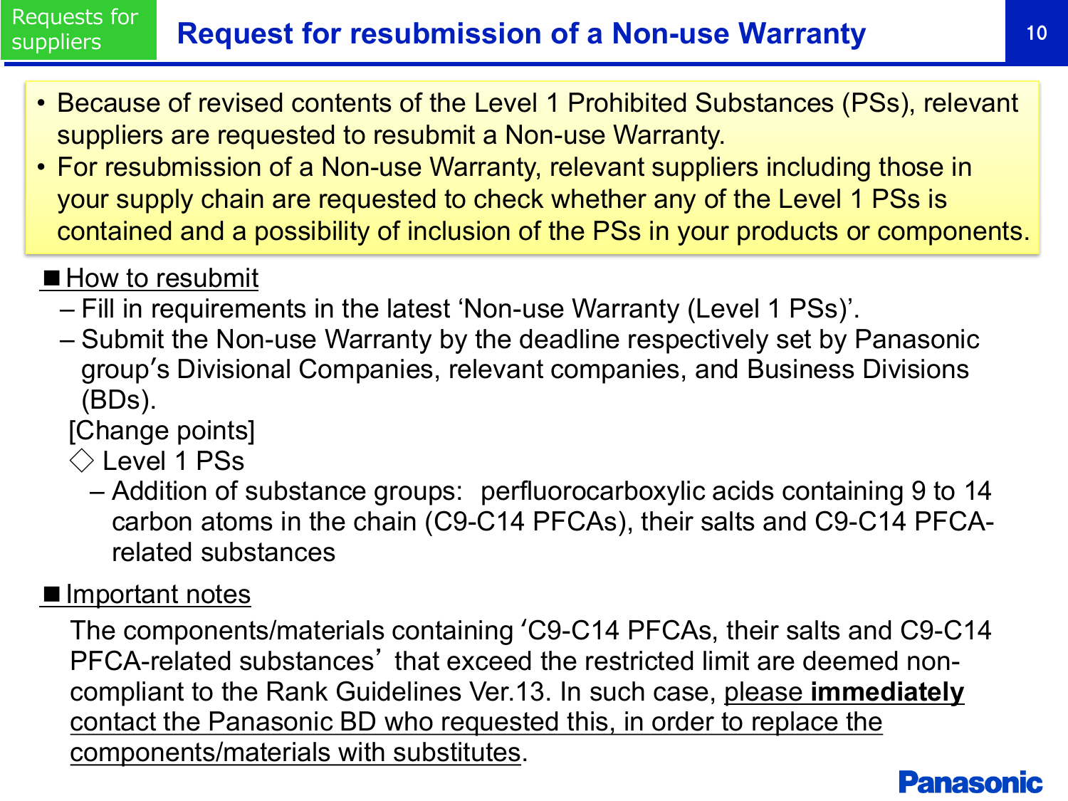Requests for suppliers

# Request for resubmission of a Non-use Warranty

- Because of revised contents of the Level 1 Prohibited Substances (PSs), relevant suppliers are requested to resubmit a Non-use Warranty.
- For resubmission of a Non-use Warranty, relevant suppliers including those in your supply chain are requested to check whether any of the Level 1 PSs is contained and a possibility of inclusion of the PSs in your products or components.

## ■ How to resubmit

- Fill in requirements in the latest ‘Non-use Warranty (Level 1 PSs)’.
- Submit the Non-use Warranty by the deadline respectively set by Panasonic group’s Divisional Companies, relevant companies, and Business Divisions (BDs).

[Change points]

◇ Level 1 PSs

- Addition of substance groups: perfluorocarboxylic acids containing 9 to 14 carbon atoms in the chain (C9-C14 PFCAs), their salts and C9-C14 PFCA-related substances

## ■ Important notes

The components/materials containing ‘C9-C14 PFCAs, their salts and C9-C14 PFCA-related substances’ that exceed the restricted limit are deemed non-compliant to the Rank Guidelines Ver.13. In such case, please **immediately** contact the Panasonic BD who requested this, in order to replace the components/materials with substitutes.

Panasonic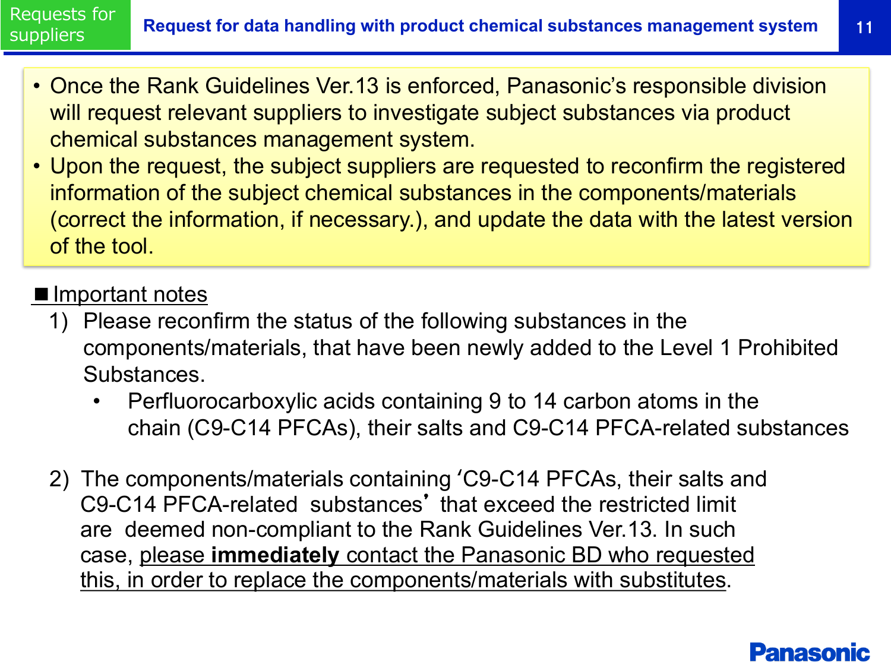# Request for data handling with product chemical substances management system

Requests for suppliers

- Once the Rank Guidelines Ver.13 is enforced, Panasonic's responsible division will request relevant suppliers to investigate subject substances via product chemical substances management system.
- Upon the request, the subject suppliers are requested to reconfirm the registered information of the subject chemical substances in the components/materials (correct the information, if necessary.), and update the data with the latest version of the tool.

## ■ Important notes

1) Please reconfirm the status of the following substances in the components/materials, that have been newly added to the Level 1 Prohibited Substances.
   - Perfluorocarboxylic acids containing 9 to 14 carbon atoms in the chain (C9-C14 PFCAs), their salts and C9-C14 PFCA-related substances

2) The components/materials containing 'C9-C14 PFCAs, their salts and C9-C14 PFCA-related substances' that exceed the restricted limit are deemed non-compliant to the Rank Guidelines Ver.13. In such case, please **immediately** contact the Panasonic BD who requested this, in order to replace the components/materials with substitutes.

Panasonic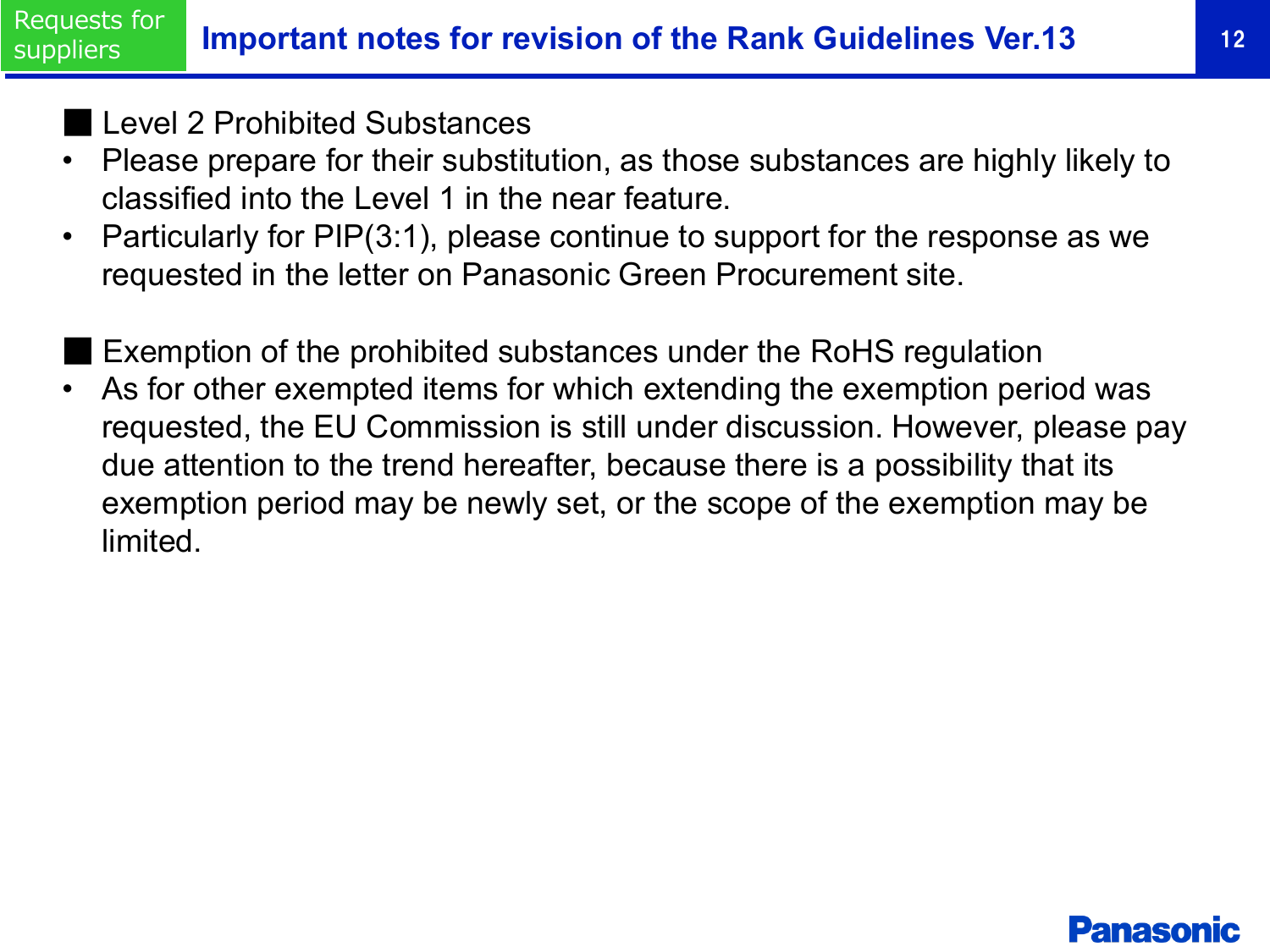Requests for suppliers

# Important notes for revision of the Rank Guidelines Ver.13

■ Level 2 Prohibited Substances

- Please prepare for their substitution, as those substances are highly likely to classified into the Level 1 in the near feature.
- Particularly for PIP(3:1), please continue to support for the response as we requested in the letter on Panasonic Green Procurement site.

■ Exemption of the prohibited substances under the RoHS regulation

- As for other exempted items for which extending the exemption period was requested, the EU Commission is still under discussion. However, please pay due attention to the trend hereafter, because there is a possibility that its exemption period may be newly set, or the scope of the exemption may be limited.

Panasonic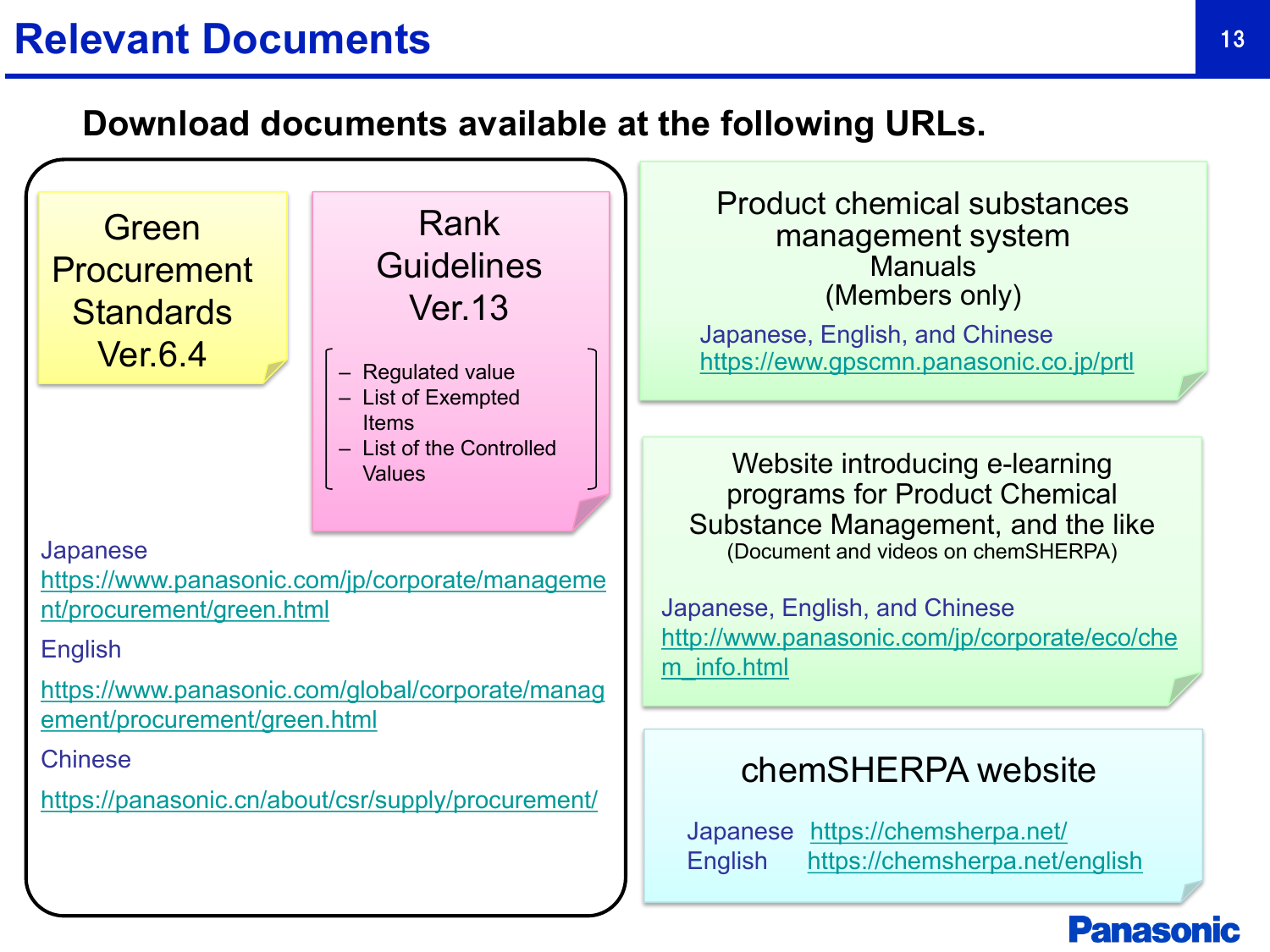# Relevant Documents

**Download documents available at the following URLs.**

## Green Procurement Standards Ver.6.4

## Rank Guidelines Ver.13

- Regulated value
- List of Exempted Items
- List of the Controlled Values

Japanese
https://www.panasonic.com/jp/corporate/management/procurement/green.html

English
https://www.panasonic.com/global/corporate/management/procurement/green.html

Chinese
https://panasonic.cn/about/csr/supply/procurement/

## Product chemical substances management system Manuals (Members only)

Japanese, English, and Chinese
https://eww.gpscmn.panasonic.co.jp/prtl

## Website introducing e-learning programs for Product Chemical Substance Management, and the like

(Document and videos on chemSHERPA)

Japanese, English, and Chinese
http://www.panasonic.com/jp/corporate/eco/chem_info.html

## chemSHERPA website

Japanese https://chemsherpa.net/
English https://chemsherpa.net/english

Panasonic